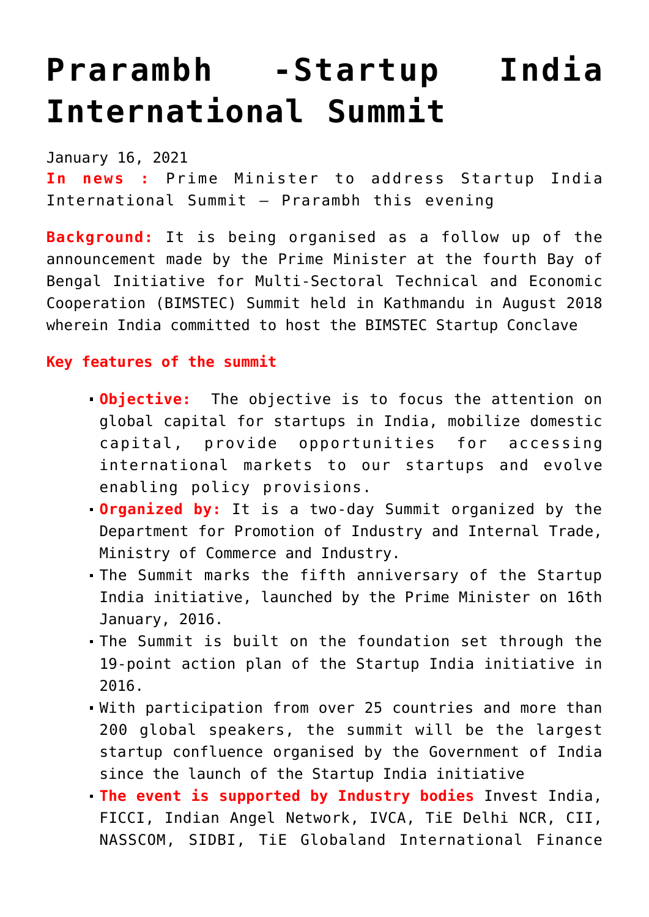# Prarambh -Startup India International Summit

January 16, 2021

**In news :** Prime Minister to address Startup India International Summit – Prarambh this evening

**Background:** It is being organised as a follow up of the announcement made by the Prime Minister at the fourth Bay of Bengal Initiative for Multi-Sectoral Technical and Economic Cooperation (BIMSTEC) Summit held in Kathmandu in August 2018 wherein India committed to host the BIMSTEC Startup Conclave

**Key features of the summit**

- **Objective:** The objective is to focus the attention on global capital for startups in India, mobilize domestic capital, provide opportunities for accessing international markets to our startups and evolve enabling policy provisions.
- **Organized by:** It is a two-day Summit organized by the Department for Promotion of Industry and Internal Trade, Ministry of Commerce and Industry.
- The Summit marks the fifth anniversary of the Startup India initiative, launched by the Prime Minister on 16th January, 2016.
- The Summit is built on the foundation set through the 19-point action plan of the Startup India initiative in 2016.
- With participation from over 25 countries and more than 200 global speakers, the summit will be the largest startup confluence organised by the Government of India since the launch of the Startup India initiative
- **The event is supported by Industry bodies** Invest India, FICCI, Indian Angel Network, IVCA, TiE Delhi NCR, CII, NASSCOM, SIDBI, TiE Globaland International Finance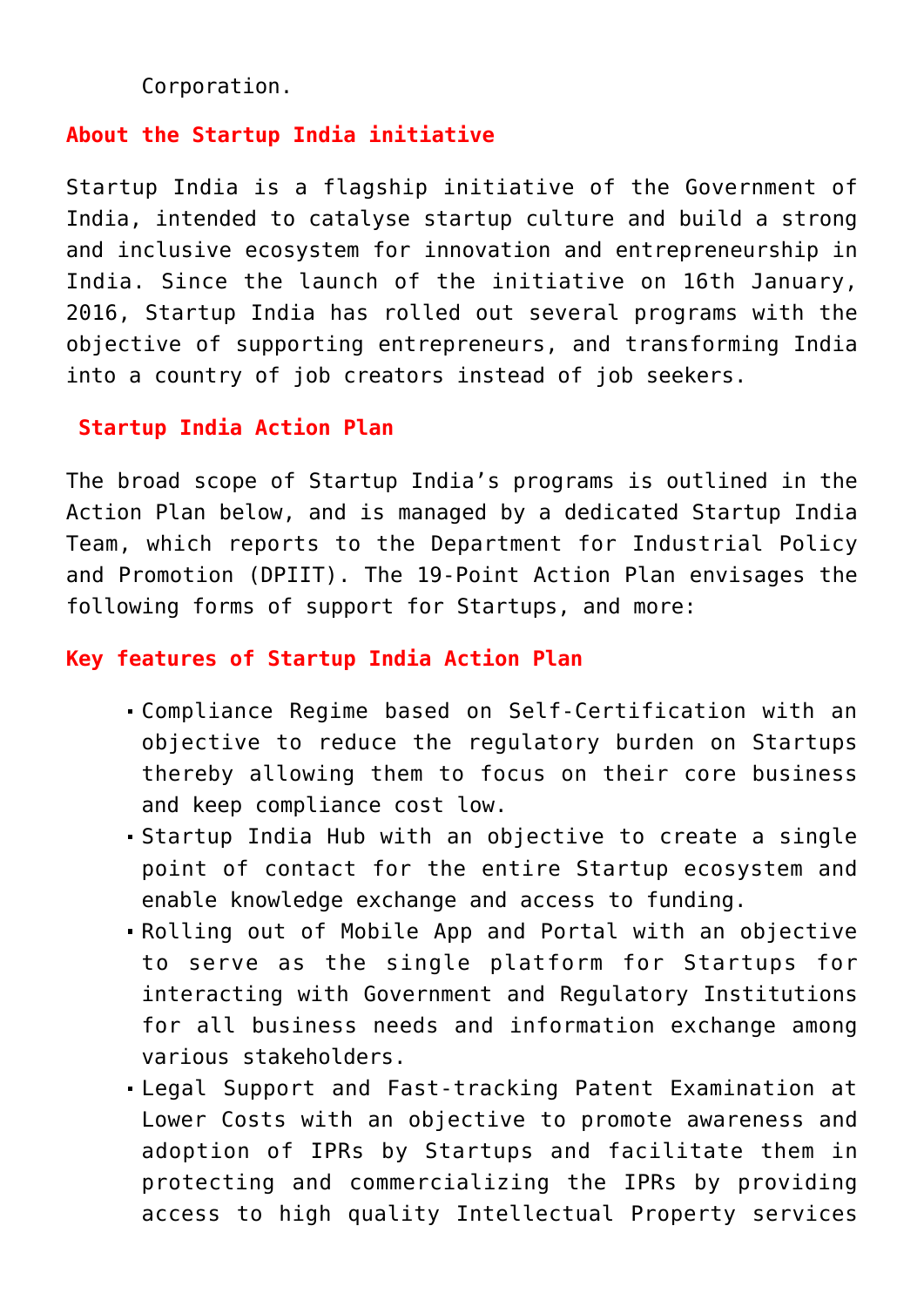Corporation.

## About the Startup India initiative

Startup India is a flagship initiative of the Government of India, intended to catalyse startup culture and build a strong and inclusive ecosystem for innovation and entrepreneurship in India. Since the launch of the initiative on 16th January, 2016, Startup India has rolled out several programs with the objective of supporting entrepreneurs, and transforming India into a country of job creators instead of job seekers.

## Startup India Action Plan

The broad scope of Startup India's programs is outlined in the Action Plan below, and is managed by a dedicated Startup India Team, which reports to the Department for Industrial Policy and Promotion (DPIIT). The 19-Point Action Plan envisages the following forms of support for Startups, and more:

## Key features of Startup India Action Plan

- Compliance Regime based on Self-Certification with an objective to reduce the regulatory burden on Startups thereby allowing them to focus on their core business and keep compliance cost low.
- Startup India Hub with an objective to create a single point of contact for the entire Startup ecosystem and enable knowledge exchange and access to funding.
- Rolling out of Mobile App and Portal with an objective to serve as the single platform for Startups for interacting with Government and Regulatory Institutions for all business needs and information exchange among various stakeholders.
- Legal Support and Fast-tracking Patent Examination at Lower Costs with an objective to promote awareness and adoption of IPRs by Startups and facilitate them in protecting and commercializing the IPRs by providing access to high quality Intellectual Property services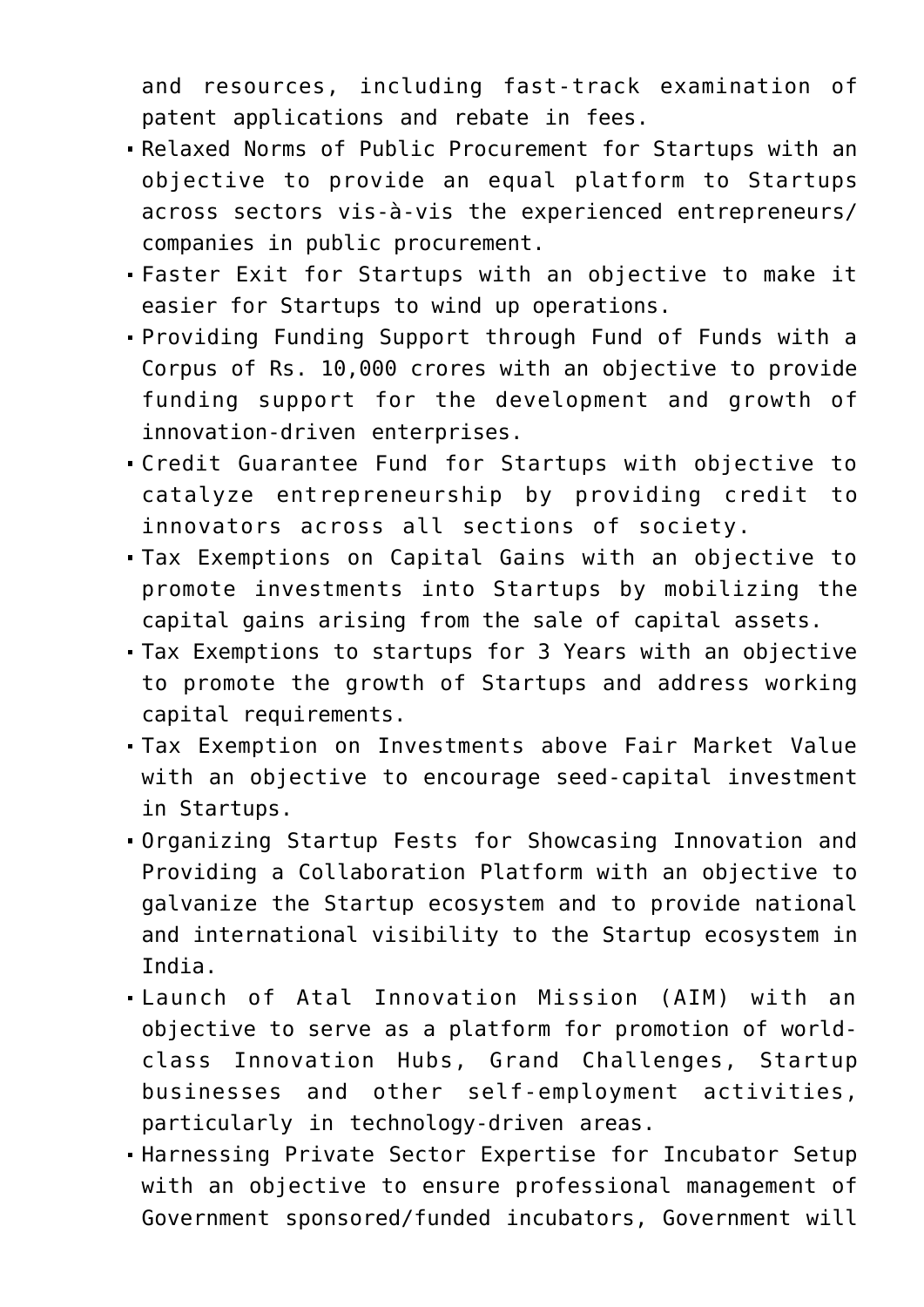and resources, including fast-track examination of patent applications and rebate in fees.

- Relaxed Norms of Public Procurement for Startups with an objective to provide an equal platform to Startups across sectors vis-à-vis the experienced entrepreneurs/ companies in public procurement.
- Faster Exit for Startups with an objective to make it easier for Startups to wind up operations.
- Providing Funding Support through Fund of Funds with a Corpus of Rs. 10,000 crores with an objective to provide funding support for the development and growth of innovation-driven enterprises.
- Credit Guarantee Fund for Startups with objective to catalyze entrepreneurship by providing credit to innovators across all sections of society.
- Tax Exemptions on Capital Gains with an objective to promote investments into Startups by mobilizing the capital gains arising from the sale of capital assets.
- Tax Exemptions to startups for 3 Years with an objective to promote the growth of Startups and address working capital requirements.
- Tax Exemption on Investments above Fair Market Value with an objective to encourage seed-capital investment in Startups.
- Organizing Startup Fests for Showcasing Innovation and Providing a Collaboration Platform with an objective to galvanize the Startup ecosystem and to provide national and international visibility to the Startup ecosystem in India.
- Launch of Atal Innovation Mission (AIM) with an objective to serve as a platform for promotion of world-class Innovation Hubs, Grand Challenges, Startup businesses and other self-employment activities, particularly in technology-driven areas.
- Harnessing Private Sector Expertise for Incubator Setup with an objective to ensure professional management of Government sponsored/funded incubators, Government will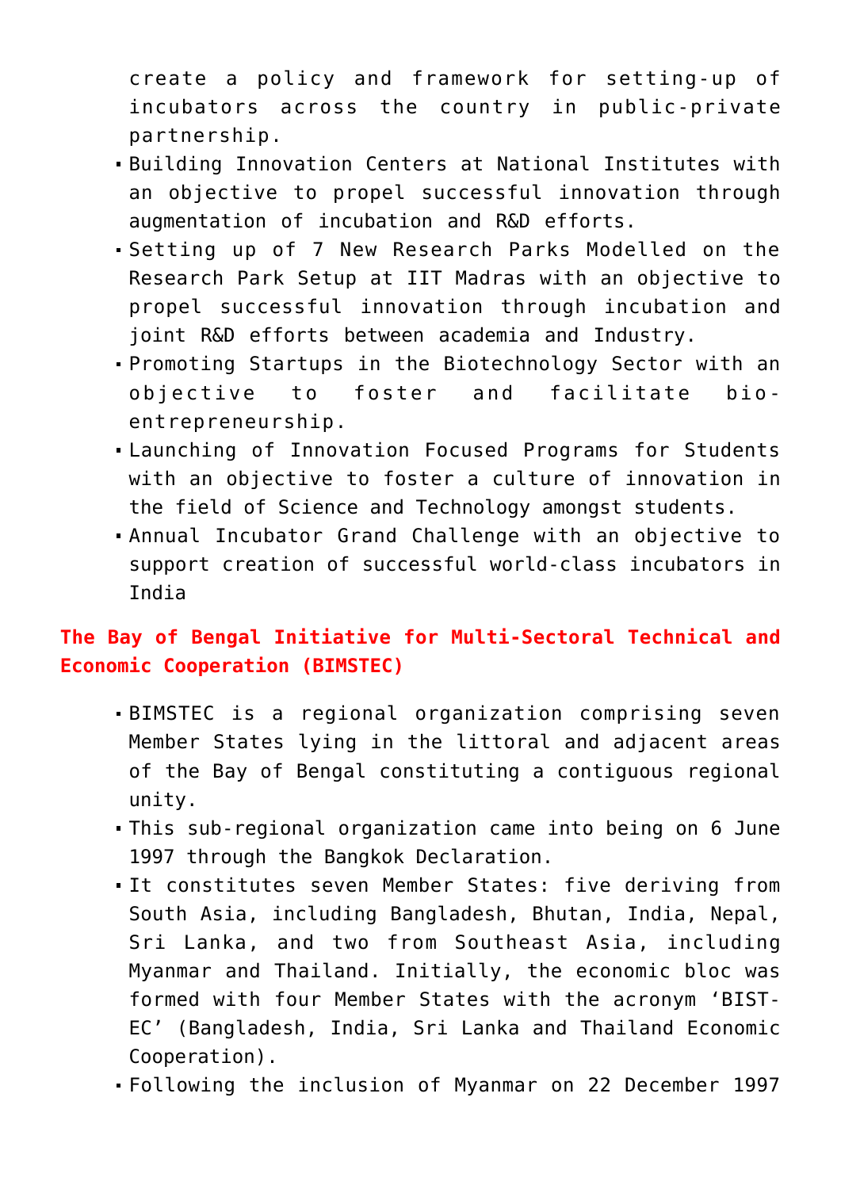create a policy and framework for setting-up of incubators across the country in public-private partnership.

- Building Innovation Centers at National Institutes with an objective to propel successful innovation through augmentation of incubation and R&D efforts.
- Setting up of 7 New Research Parks Modelled on the Research Park Setup at IIT Madras with an objective to propel successful innovation through incubation and joint R&D efforts between academia and Industry.
- Promoting Startups in the Biotechnology Sector with an objective to foster and facilitate bio-entrepreneurship.
- Launching of Innovation Focused Programs for Students with an objective to foster a culture of innovation in the field of Science and Technology amongst students.
- Annual Incubator Grand Challenge with an objective to support creation of successful world-class incubators in India

## The Bay of Bengal Initiative for Multi-Sectoral Technical and Economic Cooperation (BIMSTEC)

- BIMSTEC is a regional organization comprising seven Member States lying in the littoral and adjacent areas of the Bay of Bengal constituting a contiguous regional unity.
- This sub-regional organization came into being on 6 June 1997 through the Bangkok Declaration.
- It constitutes seven Member States: five deriving from South Asia, including Bangladesh, Bhutan, India, Nepal, Sri Lanka, and two from Southeast Asia, including Myanmar and Thailand. Initially, the economic bloc was formed with four Member States with the acronym 'BIST-EC' (Bangladesh, India, Sri Lanka and Thailand Economic Cooperation).
- Following the inclusion of Myanmar on 22 December 1997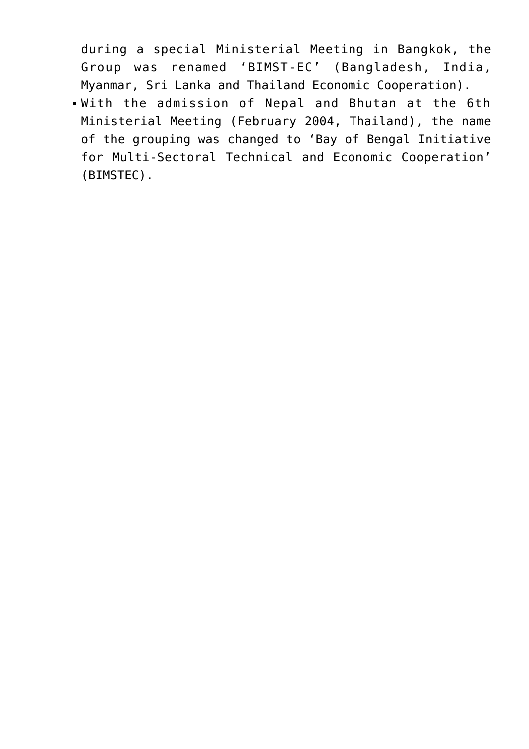during a special Ministerial Meeting in Bangkok, the Group was renamed 'BIMST-EC' (Bangladesh, India, Myanmar, Sri Lanka and Thailand Economic Cooperation).

- With the admission of Nepal and Bhutan at the 6th Ministerial Meeting (February 2004, Thailand), the name of the grouping was changed to 'Bay of Bengal Initiative for Multi-Sectoral Technical and Economic Cooperation' (BIMSTEC).